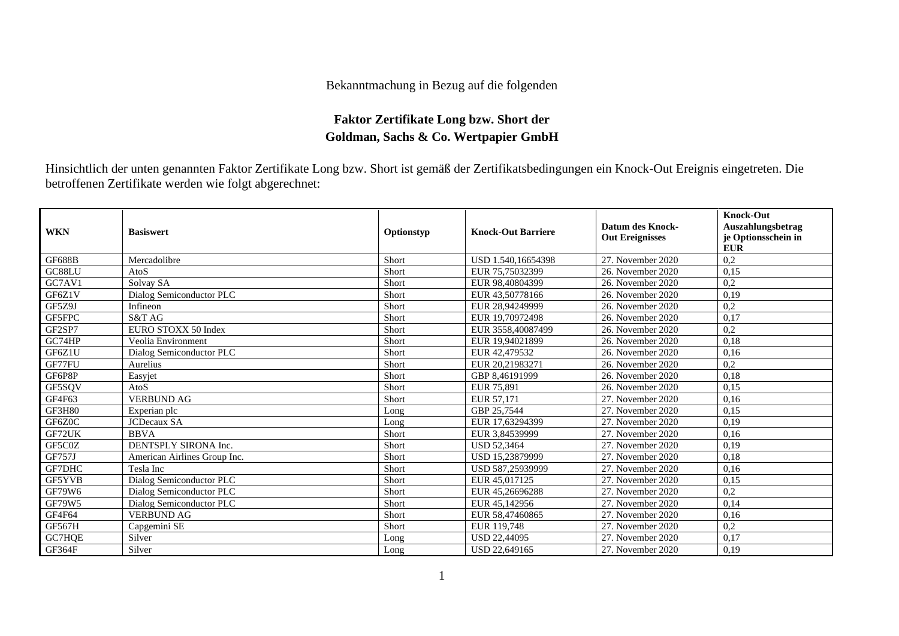Bekanntmachung in Bezug auf die folgenden

**Faktor Zertifikate Long bzw. Short der Goldman, Sachs & Co. Wertpapier GmbH**

Hinsichtlich der unten genannten Faktor Zertifikate Long bzw. Short ist gemäß der Zertifikatsbedingungen ein Knock-Out Ereignis eingetreten. Die betroffenen Zertifikate werden wie folgt abgerechnet:

| WKN | Basiswert | Optionstyp | Knock-Out Barriere | Datum des Knock-Out Ereignisses | Knock-Out Auszahlungsbetrag je Optionsschein in EUR |
|---|---|---|---|---|---|
| GF688B | Mercadolibre | Short | USD 1.540,16654398 | 27. November 2020 | 0,2 |
| GC88LU | AtoS | Short | EUR 75,75032399 | 26. November 2020 | 0,15 |
| GC7AV1 | Solvay SA | Short | EUR 98,40804399 | 26. November 2020 | 0,2 |
| GF6Z1V | Dialog Semiconductor PLC | Short | EUR 43,50778166 | 26. November 2020 | 0,19 |
| GF5Z9J | Infineon | Short | EUR 28,94249999 | 26. November 2020 | 0,2 |
| GF5FPC | S&T AG | Short | EUR 19,70972498 | 26. November 2020 | 0,17 |
| GF2SP7 | EURO STOXX 50 Index | Short | EUR 3558,40087499 | 26. November 2020 | 0,2 |
| GC74HP | Veolia Environment | Short | EUR 19,94021899 | 26. November 2020 | 0,18 |
| GF6Z1U | Dialog Semiconductor PLC | Short | EUR 42,479532 | 26. November 2020 | 0,16 |
| GF77FU | Aurelius | Short | EUR 20,21983271 | 26. November 2020 | 0,2 |
| GF6P8P | Easyjet | Short | GBP 8,46191999 | 26. November 2020 | 0,18 |
| GF5SQV | AtoS | Short | EUR 75,891 | 26. November 2020 | 0,15 |
| GF4F63 | VERBUND AG | Short | EUR 57,171 | 27. November 2020 | 0,16 |
| GF3H80 | Experian plc | Long | GBP 25,7544 | 27. November 2020 | 0,15 |
| GF6Z0C | JCDecaux SA | Long | EUR 17,63294399 | 27. November 2020 | 0,19 |
| GF72UK | BBVA | Short | EUR 3,84539999 | 27. November 2020 | 0,16 |
| GF5C0Z | DENTSPLY SIRONA Inc. | Short | USD 52,3464 | 27. November 2020 | 0,19 |
| GF757J | American Airlines Group Inc. | Short | USD 15,23879999 | 27. November 2020 | 0,18 |
| GF7DHC | Tesla Inc | Short | USD 587,25939999 | 27. November 2020 | 0,16 |
| GF5YVB | Dialog Semiconductor PLC | Short | EUR 45,017125 | 27. November 2020 | 0,15 |
| GF79W6 | Dialog Semiconductor PLC | Short | EUR 45,26696288 | 27. November 2020 | 0,2 |
| GF79W5 | Dialog Semiconductor PLC | Short | EUR 45,142956 | 27. November 2020 | 0,14 |
| GF4F64 | VERBUND AG | Short | EUR 58,47460865 | 27. November 2020 | 0,16 |
| GF567H | Capgemini SE | Short | EUR 119,748 | 27. November 2020 | 0,2 |
| GC7HQE | Silver | Long | USD 22,44095 | 27. November 2020 | 0,17 |
| GF364F | Silver | Long | USD 22,649165 | 27. November 2020 | 0,19 |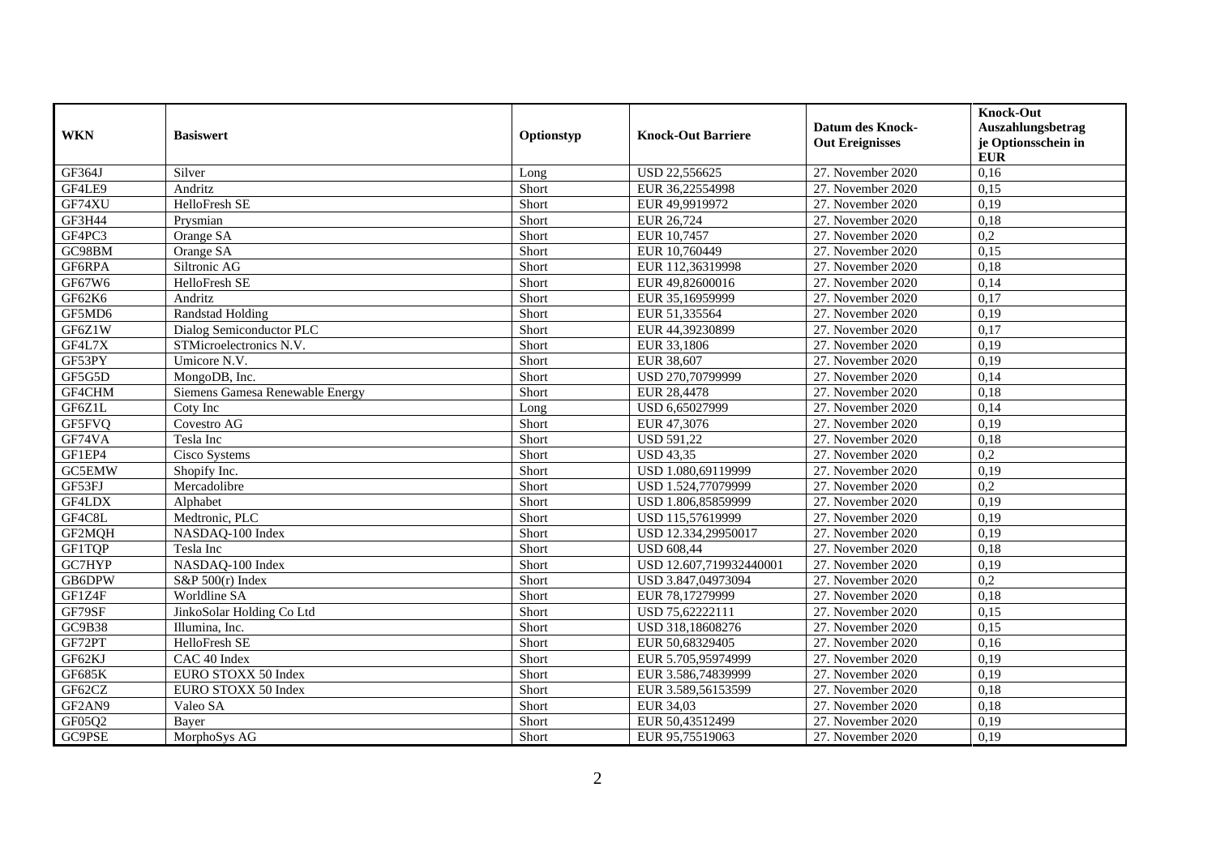| WKN | Basiswert | Optionstyp | Knock-Out Barriere | Datum des Knock-Out Ereignisses | Knock-Out Auszahlungsbetrag je Optionsschein in EUR |
|---|---|---|---|---|---|
| GF364J | Silver | Long | USD 22,556625 | 27. November 2020 | 0,16 |
| GF4LE9 | Andritz | Short | EUR 36,22554998 | 27. November 2020 | 0,15 |
| GF74XU | HelloFresh SE | Short | EUR 49,9919972 | 27. November 2020 | 0,19 |
| GF3H44 | Prysmian | Short | EUR 26,724 | 27. November 2020 | 0,18 |
| GF4PC3 | Orange SA | Short | EUR 10,7457 | 27. November 2020 | 0,2 |
| GC98BM | Orange SA | Short | EUR 10,760449 | 27. November 2020 | 0,15 |
| GF6RPA | Siltronic AG | Short | EUR 112,36319998 | 27. November 2020 | 0,18 |
| GF67W6 | HelloFresh SE | Short | EUR 49,82600016 | 27. November 2020 | 0,14 |
| GF62K6 | Andritz | Short | EUR 35,16959999 | 27. November 2020 | 0,17 |
| GF5MD6 | Randstad Holding | Short | EUR 51,335564 | 27. November 2020 | 0,19 |
| GF6Z1W | Dialog Semiconductor PLC | Short | EUR 44,39230899 | 27. November 2020 | 0,17 |
| GF4L7X | STMicroelectronics N.V. | Short | EUR 33,1806 | 27. November 2020 | 0,19 |
| GF53PY | Umicore N.V. | Short | EUR 38,607 | 27. November 2020 | 0,19 |
| GF5G5D | MongoDB, Inc. | Short | USD 270,70799999 | 27. November 2020 | 0,14 |
| GF4CHM | Siemens Gamesa Renewable Energy | Short | EUR 28,4478 | 27. November 2020 | 0,18 |
| GF6Z1L | Coty Inc | Long | USD 6,65027999 | 27. November 2020 | 0,14 |
| GF5FVQ | Covestro AG | Short | EUR 47,3076 | 27. November 2020 | 0,19 |
| GF74VA | Tesla Inc | Short | USD 591,22 | 27. November 2020 | 0,18 |
| GF1EP4 | Cisco Systems | Short | USD 43,35 | 27. November 2020 | 0,2 |
| GC5EMW | Shopify Inc. | Short | USD 1.080,69119999 | 27. November 2020 | 0,19 |
| GF53FJ | Mercadolibre | Short | USD 1.524,77079999 | 27. November 2020 | 0,2 |
| GF4LDX | Alphabet | Short | USD 1.806,85859999 | 27. November 2020 | 0,19 |
| GF4C8L | Medtronic, PLC | Short | USD 115,57619999 | 27. November 2020 | 0,19 |
| GF2MQH | NASDAQ-100 Index | Short | USD 12.334,29950017 | 27. November 2020 | 0,19 |
| GF1TQP | Tesla Inc | Short | USD 608,44 | 27. November 2020 | 0,18 |
| GC7HYP | NASDAQ-100 Index | Short | USD 12.607,719932440001 | 27. November 2020 | 0,19 |
| GB6DPW | S&P 500(r) Index | Short | USD 3.847,04973094 | 27. November 2020 | 0,2 |
| GF1Z4F | Worldline SA | Short | EUR 78,17279999 | 27. November 2020 | 0,18 |
| GF79SF | JinkoSolar Holding Co Ltd | Short | USD 75,62222111 | 27. November 2020 | 0,15 |
| GC9B38 | Illumina, Inc. | Short | USD 318,18608276 | 27. November 2020 | 0,15 |
| GF72PT | HelloFresh SE | Short | EUR 50,68329405 | 27. November 2020 | 0,16 |
| GF62KJ | CAC 40 Index | Short | EUR 5.705,95974999 | 27. November 2020 | 0,19 |
| GF685K | EURO STOXX 50 Index | Short | EUR 3.586,74839999 | 27. November 2020 | 0,19 |
| GF62CZ | EURO STOXX 50 Index | Short | EUR 3.589,56153599 | 27. November 2020 | 0,18 |
| GF2AN9 | Valeo SA | Short | EUR 34,03 | 27. November 2020 | 0,18 |
| GF05Q2 | Bayer | Short | EUR 50,43512499 | 27. November 2020 | 0,19 |
| GC9PSE | MorphoSys AG | Short | EUR 95,75519063 | 27. November 2020 | 0,19 |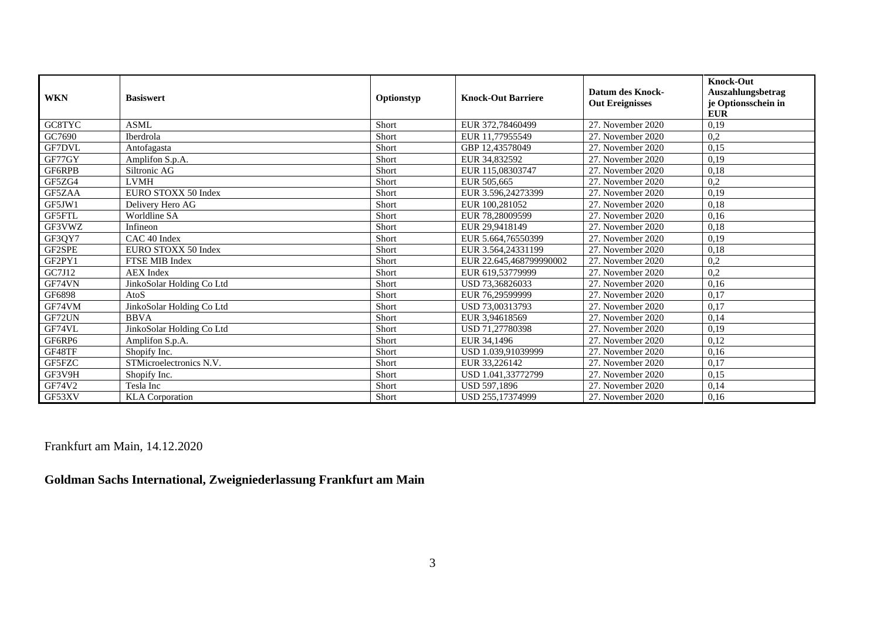| WKN | Basiswert | Optionstyp | Knock-Out Barriere | Datum des Knock-Out Ereignisses | Knock-Out Auszahlungsbetrag je Optionsschein in EUR |
|---|---|---|---|---|---|
| GC8TYC | ASML | Short | EUR 372,78460499 | 27. November 2020 | 0,19 |
| GC7690 | Iberdrola | Short | EUR 11,77955549 | 27. November 2020 | 0,2 |
| GF7DVL | Antofagasta | Short | GBP 12,43578049 | 27. November 2020 | 0,15 |
| GF77GY | Amplifon S.p.A. | Short | EUR 34,832592 | 27. November 2020 | 0,19 |
| GF6RPB | Siltronic AG | Short | EUR 115,08303747 | 27. November 2020 | 0,18 |
| GF5ZG4 | LVMH | Short | EUR 505,665 | 27. November 2020 | 0,2 |
| GF5ZAA | EURO STOXX 50 Index | Short | EUR 3.596,24273399 | 27. November 2020 | 0,19 |
| GF5JW1 | Delivery Hero AG | Short | EUR 100,281052 | 27. November 2020 | 0,18 |
| GF5FTL | Worldline SA | Short | EUR 78,28009599 | 27. November 2020 | 0,16 |
| GF3VWZ | Infineon | Short | EUR 29,9418149 | 27. November 2020 | 0,18 |
| GF3QY7 | CAC 40 Index | Short | EUR 5.664,76550399 | 27. November 2020 | 0,19 |
| GF2SPE | EURO STOXX 50 Index | Short | EUR 3.564,24331199 | 27. November 2020 | 0,18 |
| GF2PY1 | FTSE MIB Index | Short | EUR 22.645,468799990002 | 27. November 2020 | 0,2 |
| GC7J12 | AEX Index | Short | EUR 619,53779999 | 27. November 2020 | 0,2 |
| GF74VN | JinkoSolar Holding Co Ltd | Short | USD 73,36826033 | 27. November 2020 | 0,16 |
| GF6898 | AtoS | Short | EUR 76,29599999 | 27. November 2020 | 0,17 |
| GF74VM | JinkoSolar Holding Co Ltd | Short | USD 73,00313793 | 27. November 2020 | 0,17 |
| GF72UN | BBVA | Short | EUR 3,94618569 | 27. November 2020 | 0,14 |
| GF74VL | JinkoSolar Holding Co Ltd | Short | USD 71,27780398 | 27. November 2020 | 0,19 |
| GF6RP6 | Amplifon S.p.A. | Short | EUR 34,1496 | 27. November 2020 | 0,12 |
| GF48TF | Shopify Inc. | Short | USD 1.039,91039999 | 27. November 2020 | 0,16 |
| GF5FZC | STMicroelectronics N.V. | Short | EUR 33,226142 | 27. November 2020 | 0,17 |
| GF3V9H | Shopify Inc. | Short | USD 1.041,33772799 | 27. November 2020 | 0,15 |
| GF74V2 | Tesla Inc | Short | USD 597,1896 | 27. November 2020 | 0,14 |
| GF53XV | KLA Corporation | Short | USD 255,17374999 | 27. November 2020 | 0,16 |

Frankfurt am Main, 14.12.2020

**Goldman Sachs International, Zweigniederlassung Frankfurt am Main**